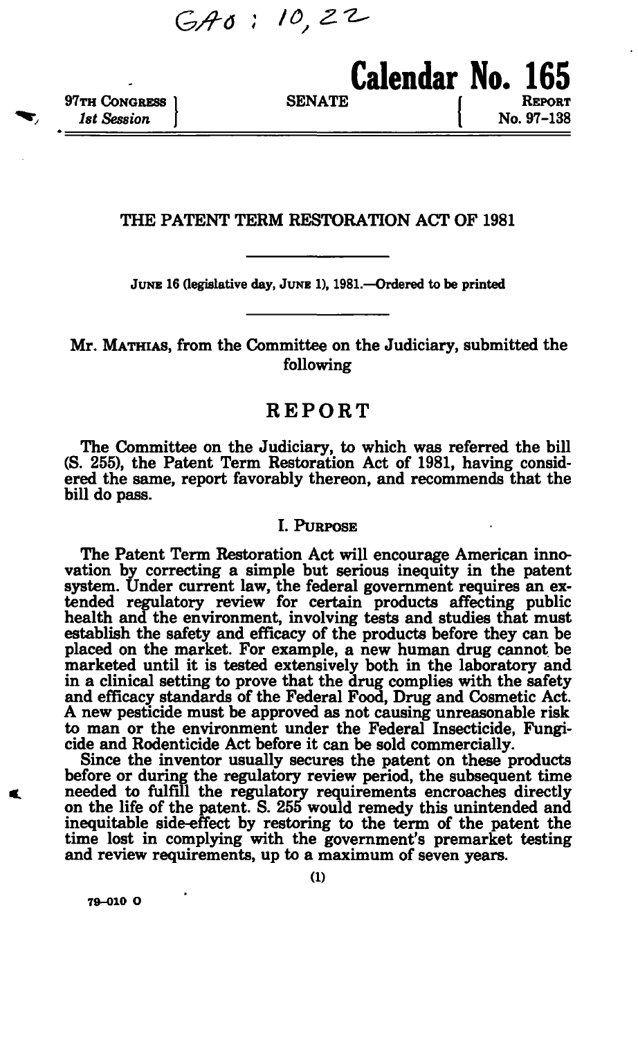GAO : 10, 22

97TH CONGRESS
*1st Session*

SENATE

**Calendar No. 165**

REPORT
No. 97-138

# THE PATENT TERM RESTORATION ACT OF 1981

JUNE 16 (legislative day, JUNE 1), 1981.—Ordered to be printed

Mr. MATHIAS, from the Committee on the Judiciary, submitted the following

## REPORT

The Committee on the Judiciary, to which was referred the bill (S. 255), the Patent Term Restoration Act of 1981, having considered the same, report favorably thereon, and recommends that the bill do pass.

### I. PURPOSE

The Patent Term Restoration Act will encourage American innovation by correcting a simple but serious inequity in the patent system. Under current law, the federal government requires an extended regulatory review for certain products affecting public health and the environment, involving tests and studies that must establish the safety and efficacy of the products before they can be placed on the market. For example, a new human drug cannot be marketed until it is tested extensively both in the laboratory and in a clinical setting to prove that the drug complies with the safety and efficacy standards of the Federal Food, Drug and Cosmetic Act. A new pesticide must be approved as not causing unreasonable risk to man or the environment under the Federal Insecticide, Fungicide and Rodenticide Act before it can be sold commercially.

Since the inventor usually secures the patent on these products before or during the regulatory review period, the subsequent time needed to fulfill the regulatory requirements encroaches directly on the life of the patent. S. 255 would remedy this unintended and inequitable side-effect by restoring to the term of the patent the time lost in complying with the government's premarket testing and review requirements, up to a maximum of seven years.

79-010 O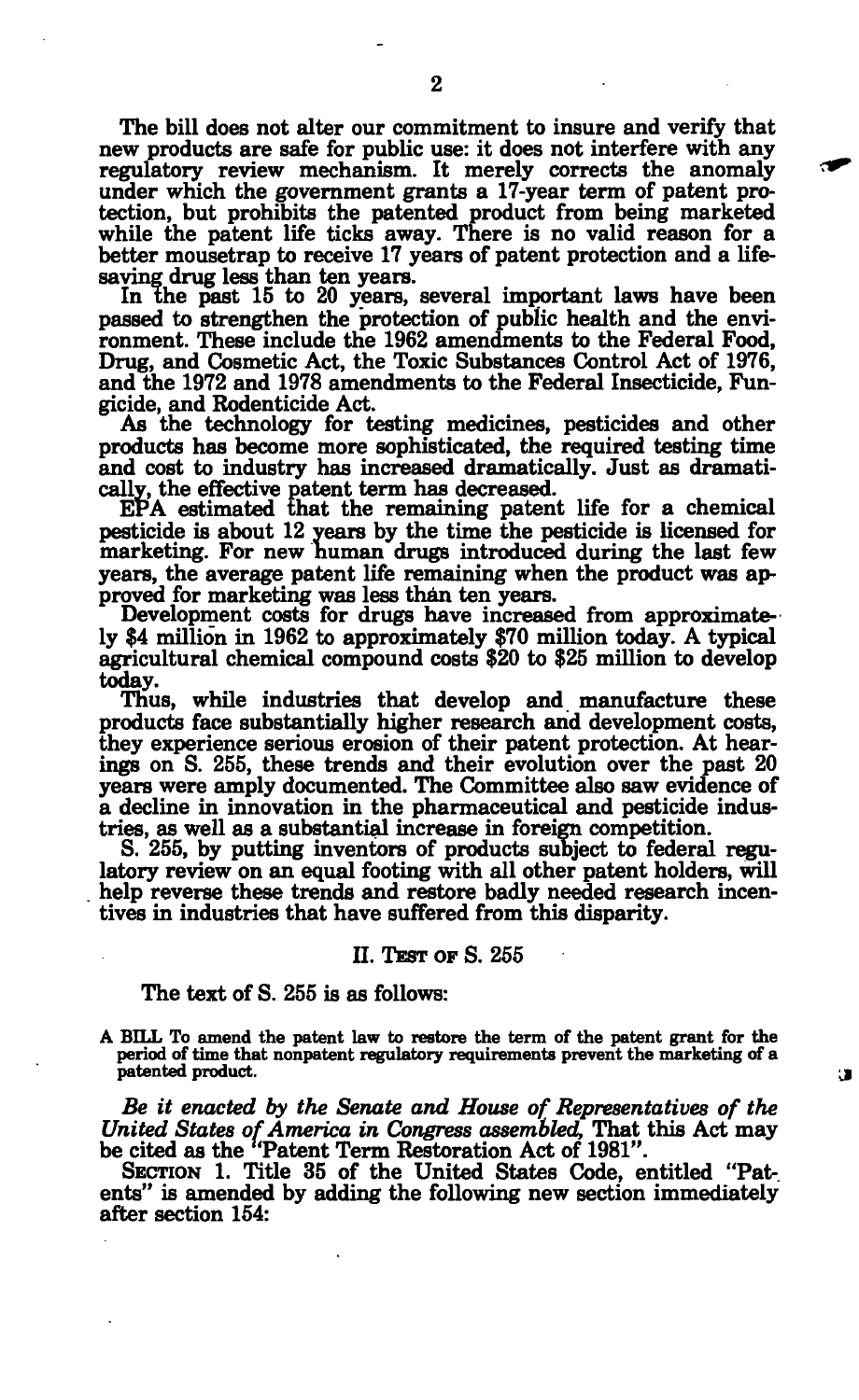The bill does not alter our commitment to insure and verify that new products are safe for public use: it does not interfere with any regulatory review mechanism. It merely corrects the anomaly under which the government grants a 17-year term of patent protection, but prohibits the patented product from being marketed while the patent life ticks away. There is no valid reason for a better mousetrap to receive 17 years of patent protection and a life-saving drug less than ten years.

In the past 15 to 20 years, several important laws have been passed to strengthen the protection of public health and the environment. These include the 1962 amendments to the Federal Food, Drug, and Cosmetic Act, the Toxic Substances Control Act of 1976, and the 1972 and 1978 amendments to the Federal Insecticide, Fungicide, and Rodenticide Act.

As the technology for testing medicines, pesticides and other products has become more sophisticated, the required testing time and cost to industry has increased dramatically. Just as dramatically, the effective patent term has decreased.

EPA estimated that the remaining patent life for a chemical pesticide is about 12 years by the time the pesticide is licensed for marketing. For new human drugs introduced during the last few years, the average patent life remaining when the product was approved for marketing was less than ten years.

Development costs for drugs have increased from approximately $4 million in 1962 to approximately $70 million today. A typical agricultural chemical compound costs $20 to $25 million to develop today.

Thus, while industries that develop and manufacture these products face substantially higher research and development costs, they experience serious erosion of their patent protection. At hearings on S. 255, these trends and their evolution over the past 20 years were amply documented. The Committee also saw evidence of a decline in innovation in the pharmaceutical and pesticide industries, as well as a substantial increase in foreign competition.

S. 255, by putting inventors of products subject to federal regulatory review on an equal footing with all other patent holders, will help reverse these trends and restore badly needed research incentives in industries that have suffered from this disparity.

## II. Test of S. 255

The text of S. 255 is as follows:

A BILL To amend the patent law to restore the term of the patent grant for the period of time that nonpatent regulatory requirements prevent the marketing of a patented product.

*Be it enacted by the Senate and House of Representatives of the United States of America in Congress assembled,* That this Act may be cited as the "Patent Term Restoration Act of 1981".

SECTION 1. Title 35 of the United States Code, entitled "Patents" is amended by adding the following new section immediately after section 154: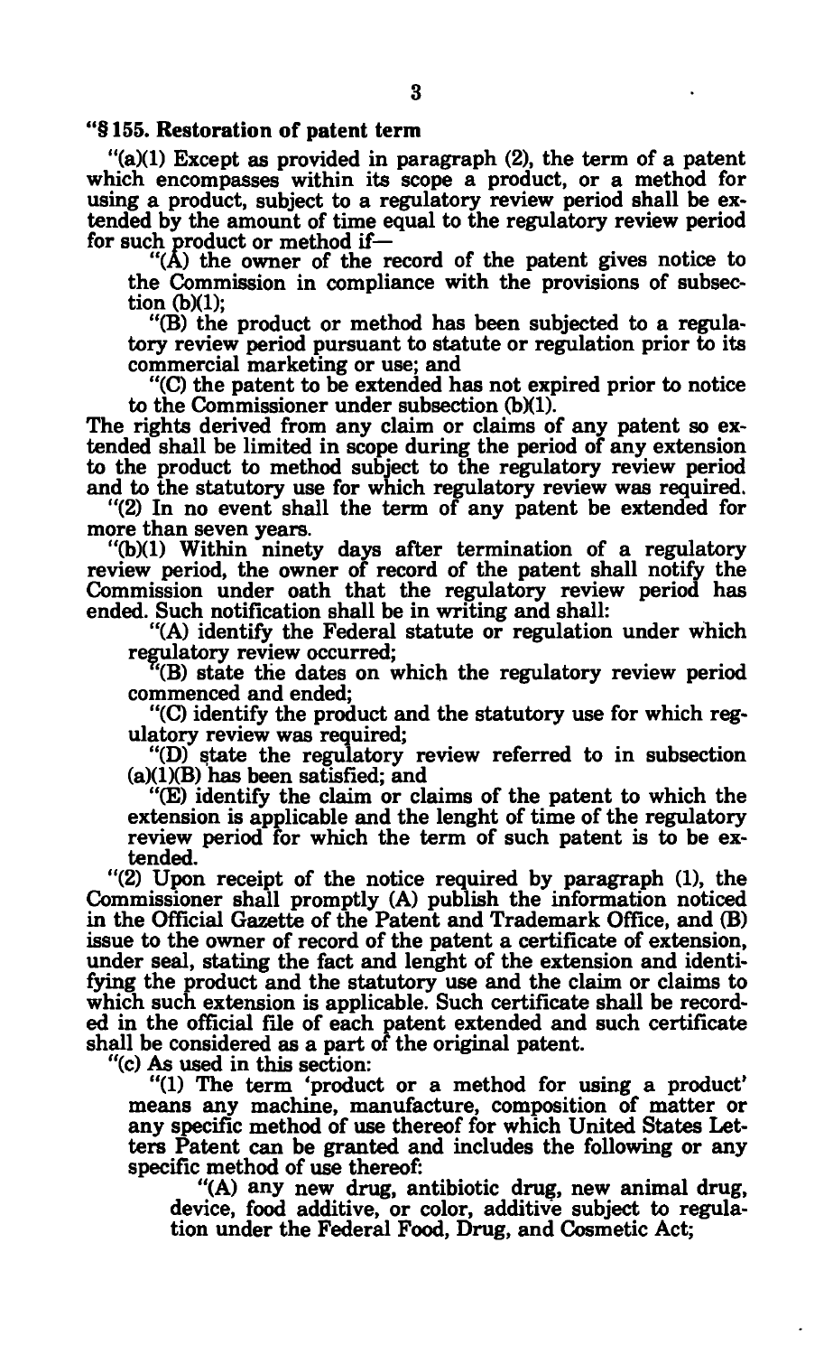**"§ 155. Restoration of patent term**

"(a)(1) Except as provided in paragraph (2), the term of a patent which encompasses within its scope a product, or a method for using a product, subject to a regulatory review period shall be extended by the amount of time equal to the regulatory review period for such product or method if—

"(A) the owner of the record of the patent gives notice to the Commission in compliance with the provisions of subsection (b)(1);

"(B) the product or method has been subjected to a regulatory review period pursuant to statute or regulation prior to its commercial marketing or use; and

"(C) the patent to be extended has not expired prior to notice to the Commissioner under subsection (b)(1).

The rights derived from any claim or claims of any patent so extended shall be limited in scope during the period of any extension to the product to method subject to the regulatory review period and to the statutory use for which regulatory review was required.

"(2) In no event shall the term of any patent be extended for more than seven years.

"(b)(1) Within ninety days after termination of a regulatory review period, the owner of record of the patent shall notify the Commission under oath that the regulatory review period has ended. Such notification shall be in writing and shall:

"(A) identify the Federal statute or regulation under which regulatory review occurred;

"(B) state the dates on which the regulatory review period commenced and ended;

"(C) identify the product and the statutory use for which regulatory review was required;

"(D) state the regulatory review referred to in subsection (a)(1)(B) has been satisfied; and

"(E) identify the claim or claims of the patent to which the extension is applicable and the lenght of time of the regulatory review period for which the term of such patent is to be extended.

"(2) Upon receipt of the notice required by paragraph (1), the Commissioner shall promptly (A) publish the information noticed in the Official Gazette of the Patent and Trademark Office, and (B) issue to the owner of record of the patent a certificate of extension, under seal, stating the fact and lenght of the extension and identifying the product and the statutory use and the claim or claims to which such extension is applicable. Such certificate shall be recorded in the official file of each patent extended and such certificate shall be considered as a part of the original patent.

"(c) As used in this section:

"(1) The term 'product or a method for using a product' means any machine, manufacture, composition of matter or any specific method of use thereof for which United States Letters Patent can be granted and includes the following or any specific method of use thereof:

"(A) any new drug, antibiotic drug, new animal drug, device, food additive, or color, additive subject to regulation under the Federal Food, Drug, and Cosmetic Act;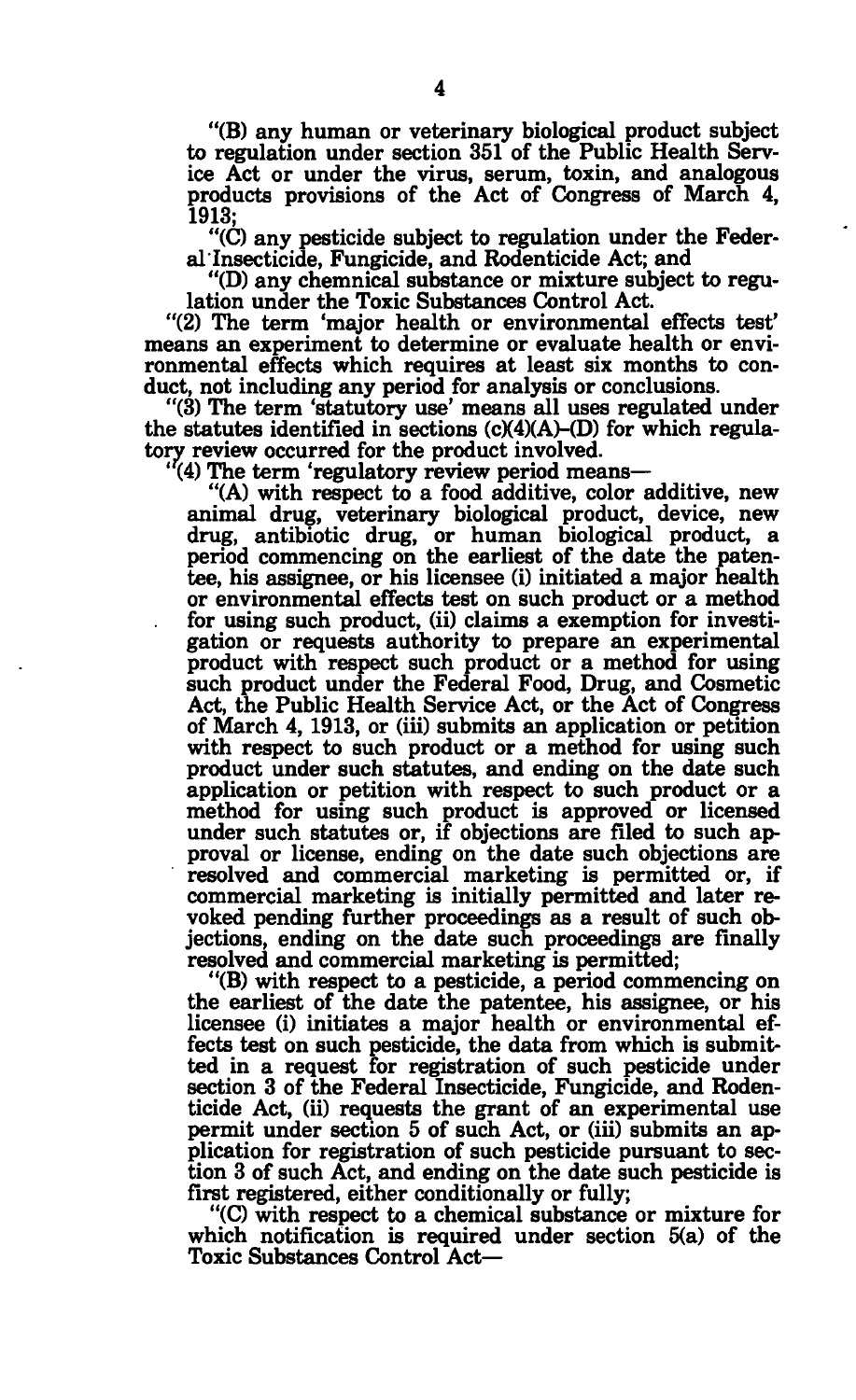"(B) any human or veterinary biological product subject to regulation under section 351 of the Public Health Service Act or under the virus, serum, toxin, and analogous products provisions of the Act of Congress of March 4, 1913;

"(C) any pesticide subject to regulation under the Federal Insecticide, Fungicide, and Rodenticide Act; and

"(D) any chemnical substance or mixture subject to regulation under the Toxic Substances Control Act.

"(2) The term 'major health or environmental effects test' means an experiment to determine or evaluate health or environmental effects which requires at least six months to conduct, not including any period for analysis or conclusions.

"(3) The term 'statutory use' means all uses regulated under the statutes identified in sections (c)(4)(A)-(D) for which regulatory review occurred for the product involved.

"(4) The term 'regulatory review period means—

"(A) with respect to a food additive, color additive, new animal drug, veterinary biological product, device, new drug, antibiotic drug, or human biological product, a period commencing on the earliest of the date the patentee, his assignee, or his licensee (i) initiated a major health or environmental effects test on such product or a method for using such product, (ii) claims a exemption for investigation or requests authority to prepare an experimental product with respect such product or a method for using such product under the Federal Food, Drug, and Cosmetic Act, the Public Health Service Act, or the Act of Congress of March 4, 1913, or (iii) submits an application or petition with respect to such product or a method for using such product under such statutes, and ending on the date such application or petition with respect to such product or a method for using such product is approved or licensed under such statutes or, if objections are filed to such approval or license, ending on the date such objections are resolved and commercial marketing is permitted or, if commercial marketing is initially permitted and later revoked pending further proceedings as a result of such objections, ending on the date such proceedings are finally resolved and commercial marketing is permitted;

"(B) with respect to a pesticide, a period commencing on the earliest of the date the patentee, his assignee, or his licensee (i) initiates a major health or environmental effects test on such pesticide, the data from which is submitted in a request for registration of such pesticide under section 3 of the Federal Insecticide, Fungicide, and Rodenticide Act, (ii) requests the grant of an experimental use permit under section 5 of such Act, or (iii) submits an application for registration of such pesticide pursuant to section 3 of such Act, and ending on the date such pesticide is first registered, either conditionally or fully;

"(C) with respect to a chemical substance or mixture for which notification is required under section 5(a) of the Toxic Substances Control Act—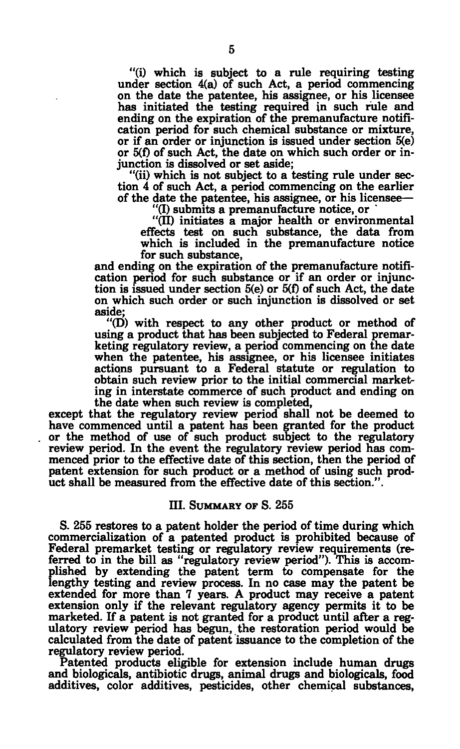"(i) which is subject to a rule requiring testing under section 4(a) of such Act, a period commencing on the date the patentee, his assignee, or his licensee has initiated the testing required in such rule and ending on the expiration of the premanufacture notification period for such chemical substance or mixture, or if an order or injunction is issued under section 5(e) or 5(f) of such Act, the date on which such order or injunction is dissolved or set aside;

"(ii) which is not subject to a testing rule under section 4 of such Act, a period commencing on the earlier of the date the patentee, his assignee, or his licensee—

"(I) submits a premanufacture notice, or

"(II) initiates a major health or environmental effects test on such substance, the data from which is included in the premanufacture notice for such substance,

and ending on the expiration of the premanufacture notification period for such substance or if an order or injunction is issued under section 5(e) or 5(f) of such Act, the date on which such order or such injunction is dissolved or set aside;

"(D) with respect to any other product or method of using a product that has been subjected to Federal premarketing regulatory review, a period commencing on the date when the patentee, his assignee, or his licensee initiates actions pursuant to a Federal statute or regulation to obtain such review prior to the initial commercial marketing in interstate commerce of such product and ending on the date when such review is completed,

except that the regulatory review period shall not be deemed to have commenced until a patent has been granted for the product or the method of use of such product subject to the regulatory review period. In the event the regulatory review period has commenced prior to the effective date of this section, then the period of patent extension for such product or a method of using such product shall be measured from the effective date of this section.".

## III. Summary of S. 255

S. 255 restores to a patent holder the period of time during which commercialization of a patented product is prohibited because of Federal premarket testing or regulatory review requirements (referred to in the bill as "regulatory review period"). This is accomplished by extending the patent term to compensate for the lengthy testing and review process. In no case may the patent be extended for more than 7 years. A product may receive a patent extension only if the relevant regulatory agency permits it to be marketed. If a patent is not granted for a product until after a regulatory review period has begun, the restoration period would be calculated from the date of patent issuance to the completion of the regulatory review period.

Patented products eligible for extension include human drugs and biologicals, antibiotic drugs, animal drugs and biologicals, food additives, color additives, pesticides, other chemical substances,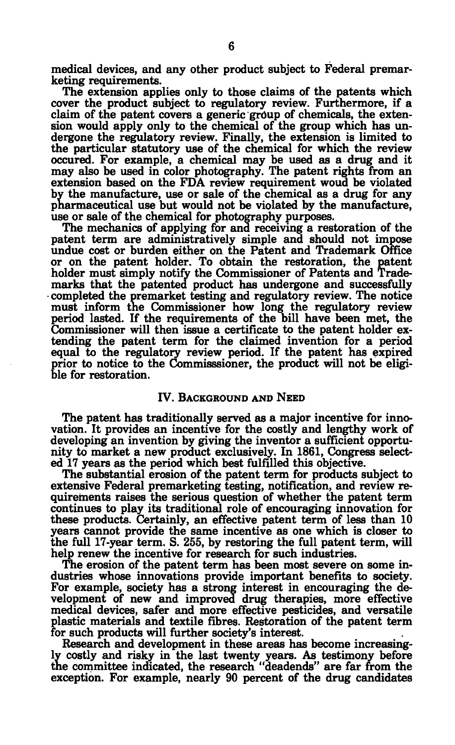medical devices, and any other product subject to Federal premarketing requirements.

The extension applies only to those claims of the patents which cover the product subject to regulatory review. Furthermore, if a claim of the patent covers a generic group of chemicals, the extension would apply only to the chemical of the group which has undergone the regulatory review. Finally, the extension is limited to the particular statutory use of the chemical for which the review occured. For example, a chemical may be used as a drug and it may also be used in color photography. The patent rights from an extension based on the FDA review requirement woud be violated by the manufacture, use or sale of the chemical as a drug for any pharmaceutical use but would not be violated by the manufacture, use or sale of the chemical for photography purposes.

The mechanics of applying for and receiving a restoration of the patent term are administratively simple and should not impose undue cost or burden either on the Patent and Trademark Office or on the patent holder. To obtain the restoration, the patent holder must simply notify the Commissioner of Patents and Trademarks that the patented product has undergone and successfully completed the premarket testing and regulatory review. The notice must inform the Commissioner how long the regulatory review period lasted. If the requirements of the bill have been met, the Commissioner will then issue a certificate to the patent holder extending the patent term for the claimed invention for a period equal to the regulatory review period. If the patent has expired prior to notice to the Commisssioner, the product will not be eligible for restoration.

## IV. Background and Need

The patent has traditionally served as a major incentive for innovation. It provides an incentive for the costly and lengthy work of developing an invention by giving the inventor a sufficient opportunity to market a new product exclusively. In 1861, Congress selected 17 years as the period which best fulfilled this objective.

The substantial erosion of the patent term for products subject to extensive Federal premarketing testing, notification, and review requirements raises the serious question of whether the patent term continues to play its traditional role of encouraging innovation for these products. Certainly, an effective patent term of less than 10 years cannot provide the same incentive as one which is closer to the full 17-year term. S. 255, by restoring the full patent term, will help renew the incentive for research for such industries.

The erosion of the patent term has been most severe on some industries whose innovations provide important benefits to society. For example, society has a strong interest in encouraging the development of new and improved drug therapies, more effective medical devices, safer and more effective pesticides, and versatile plastic materials and textile fibres. Restoration of the patent term for such products will further society's interest.

Research and development in these areas has become increasingly costly and risky in the last twenty years. As testimony before the committee indicated, the research "deadends" are far from the exception. For example, nearly 90 percent of the drug candidates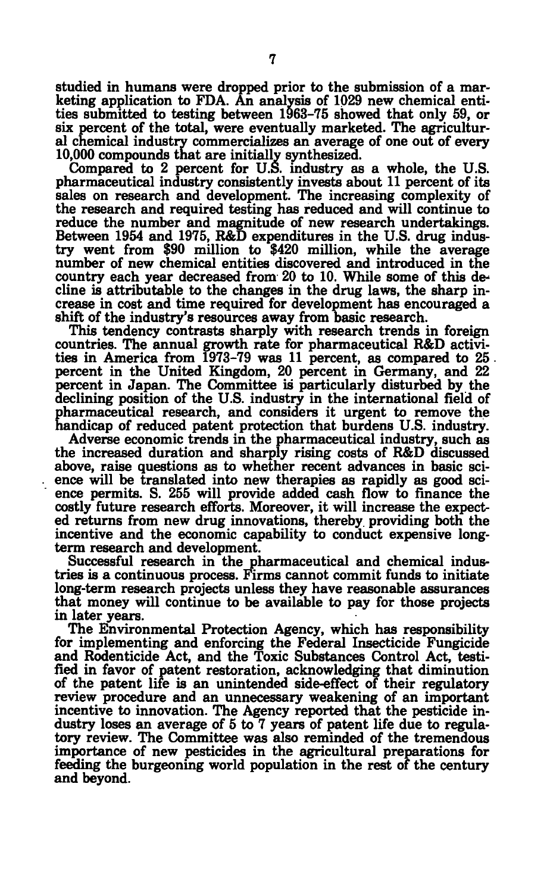studied in humans were dropped prior to the submission of a marketing application to FDA. An analysis of 1029 new chemical entities submitted to testing between 1963–75 showed that only 59, or six percent of the total, were eventually marketed. The agricultural chemical industry commercializes an average of one out of every 10,000 compounds that are initially synthesized.

Compared to 2 percent for U.S. industry as a whole, the U.S. pharmaceutical industry consistently invests about 11 percent of its sales on research and development. The increasing complexity of the research and required testing has reduced and will continue to reduce the number and magnitude of new research undertakings. Between 1954 and 1975, R&D expenditures in the U.S. drug industry went from $90 million to $420 million, while the average number of new chemical entities discovered and introduced in the country each year decreased from 20 to 10. While some of this decline is attributable to the changes in the drug laws, the sharp increase in cost and time required for development has encouraged a shift of the industry's resources away from basic research.

This tendency contrasts sharply with research trends in foreign countries. The annual growth rate for pharmaceutical R&D activities in America from 1973–79 was 11 percent, as compared to 25 percent in the United Kingdom, 20 percent in Germany, and 22 percent in Japan. The Committee is particularly disturbed by the declining position of the U.S. industry in the international field of pharmaceutical research, and considers it urgent to remove the handicap of reduced patent protection that burdens U.S. industry.

Adverse economic trends in the pharmaceutical industry, such as the increased duration and sharply rising costs of R&D discussed above, raise questions as to whether recent advances in basic science will be translated into new therapies as rapidly as good science permits. S. 255 will provide added cash flow to finance the costly future research efforts. Moreover, it will increase the expected returns from new drug innovations, thereby providing both the incentive and the economic capability to conduct expensive long-term research and development.

Successful research in the pharmaceutical and chemical industries is a continuous process. Firms cannot commit funds to initiate long-term research projects unless they have reasonable assurances that money will continue to be available to pay for those projects in later years.

The Environmental Protection Agency, which has responsibility for implementing and enforcing the Federal Insecticide Fungicide and Rodenticide Act, and the Toxic Substances Control Act, testified in favor of patent restoration, acknowledging that diminution of the patent life is an unintended side-effect of their regulatory review procedure and an unnecessary weakening of an important incentive to innovation. The Agency reported that the pesticide industry loses an average of 5 to 7 years of patent life due to regulatory review. The Committee was also reminded of the tremendous importance of new pesticides in the agricultural preparations for feeding the burgeoning world population in the rest of the century and beyond.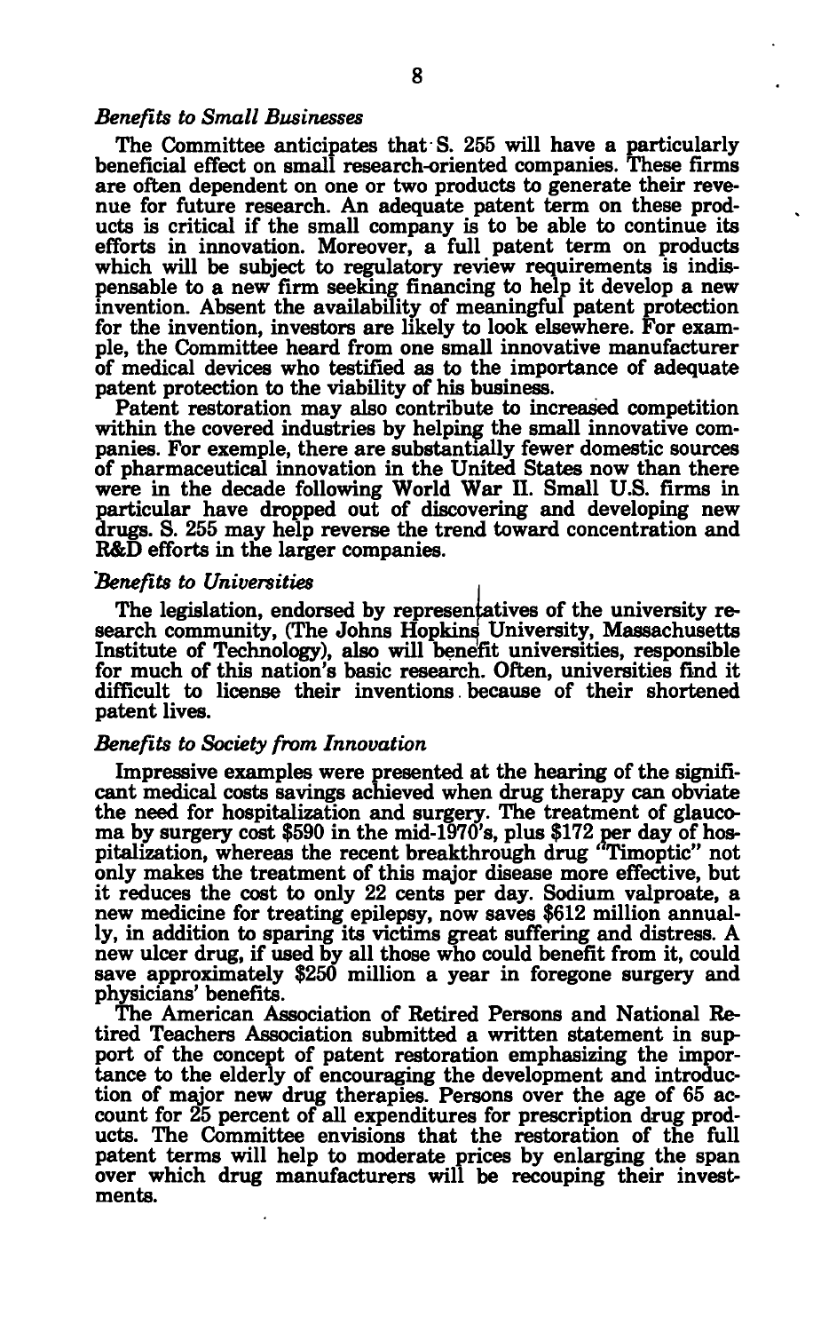### *Benefits to Small Businesses*

The Committee anticipates that S. 255 will have a particularly beneficial effect on small research-oriented companies. These firms are often dependent on one or two products to generate their revenue for future research. An adequate patent term on these products is critical if the small company is to be able to continue its efforts in innovation. Moreover, a full patent term on products which will be subject to regulatory review requirements is indispensable to a new firm seeking financing to help it develop a new invention. Absent the availability of meaningful patent protection for the invention, investors are likely to look elsewhere. For example, the Committee heard from one small innovative manufacturer of medical devices who testified as to the importance of adequate patent protection to the viability of his business.

Patent restoration may also contribute to increased competition within the covered industries by helping the small innovative companies. For exemple, there are substantially fewer domestic sources of pharmaceutical innovation in the United States now than there were in the decade following World War II. Small U.S. firms in particular have dropped out of discovering and developing new drugs. S. 255 may help reverse the trend toward concentration and R&D efforts in the larger companies.

### *Benefits to Universities*

The legislation, endorsed by representatives of the university research community, (The Johns Hopkins University, Massachusetts Institute of Technology), also will benefit universities, responsible for much of this nation's basic research. Often, universities find it difficult to license their inventions because of their shortened patent lives.

### *Benefits to Society from Innovation*

Impressive examples were presented at the hearing of the significant medical costs savings achieved when drug therapy can obviate the need for hospitalization and surgery. The treatment of glaucoma by surgery cost $590 in the mid-1970's, plus $172 per day of hospitalization, whereas the recent breakthrough drug "Timoptic" not only makes the treatment of this major disease more effective, but it reduces the cost to only 22 cents per day. Sodium valproate, a new medicine for treating epilepsy, now saves $612 million annually, in addition to sparing its victims great suffering and distress. A new ulcer drug, if used by all those who could benefit from it, could save approximately $250 million a year in foregone surgery and physicians' benefits.

The American Association of Retired Persons and National Retired Teachers Association submitted a written statement in support of the concept of patent restoration emphasizing the importance to the elderly of encouraging the development and introduction of major new drug therapies. Persons over the age of 65 account for 25 percent of all expenditures for prescription drug products. The Committee envisions that the restoration of the full patent terms will help to moderate prices by enlarging the span over which drug manufacturers will be recouping their investments.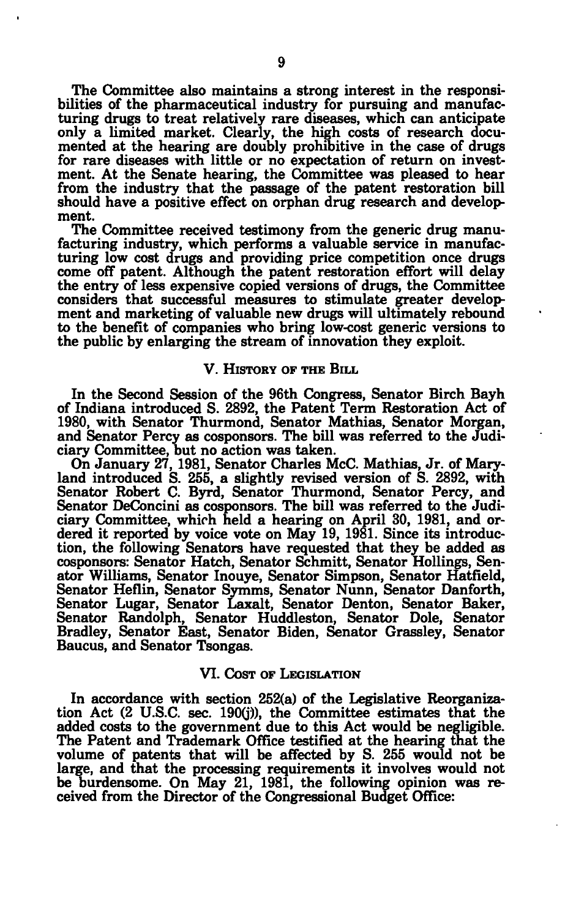The Committee also maintains a strong interest in the responsibilities of the pharmaceutical industry for pursuing and manufacturing drugs to treat relatively rare diseases, which can anticipate only a limited market. Clearly, the high costs of research documented at the hearing are doubly prohibitive in the case of drugs for rare diseases with little or no expectation of return on investment. At the Senate hearing, the Committee was pleased to hear from the industry that the passage of the patent restoration bill should have a positive effect on orphan drug research and development.

The Committee received testimony from the generic drug manufacturing industry, which performs a valuable service in manufacturing low cost drugs and providing price competition once drugs come off patent. Although the patent restoration effort will delay the entry of less expensive copied versions of drugs, the Committee considers that successful measures to stimulate greater development and marketing of valuable new drugs will ultimately rebound to the benefit of companies who bring low-cost generic versions to the public by enlarging the stream of innovation they exploit.

## V. History of the Bill

In the Second Session of the 96th Congress, Senator Birch Bayh of Indiana introduced S. 2892, the Patent Term Restoration Act of 1980, with Senator Thurmond, Senator Mathias, Senator Morgan, and Senator Percy as cosponsors. The bill was referred to the Judiciary Committee, but no action was taken.

On January 27, 1981, Senator Charles McC. Mathias, Jr. of Maryland introduced S. 255, a slightly revised version of S. 2892, with Senator Robert C. Byrd, Senator Thurmond, Senator Percy, and Senator DeConcini as cosponsors. The bill was referred to the Judiciary Committee, which held a hearing on April 30, 1981, and ordered it reported by voice vote on May 19, 1981. Since its introduction, the following Senators have requested that they be added as cosponsors: Senator Hatch, Senator Schmitt, Senator Hollings, Senator Williams, Senator Inouye, Senator Simpson, Senator Hatfield, Senator Heflin, Senator Symms, Senator Nunn, Senator Danforth, Senator Lugar, Senator Laxalt, Senator Denton, Senator Baker, Senator Randolph, Senator Huddleston, Senator Dole, Senator Bradley, Senator East, Senator Biden, Senator Grassley, Senator Baucus, and Senator Tsongas.

## VI. Cost of Legislation

In accordance with section 252(a) of the Legislative Reorganization Act (2 U.S.C. sec. 190(j)), the Committee estimates that the added costs to the government due to this Act would be negligible. The Patent and Trademark Office testified at the hearing that the volume of patents that will be affected by S. 255 would not be large, and that the processing requirements it involves would not be burdensome. On May 21, 1981, the following opinion was received from the Director of the Congressional Budget Office: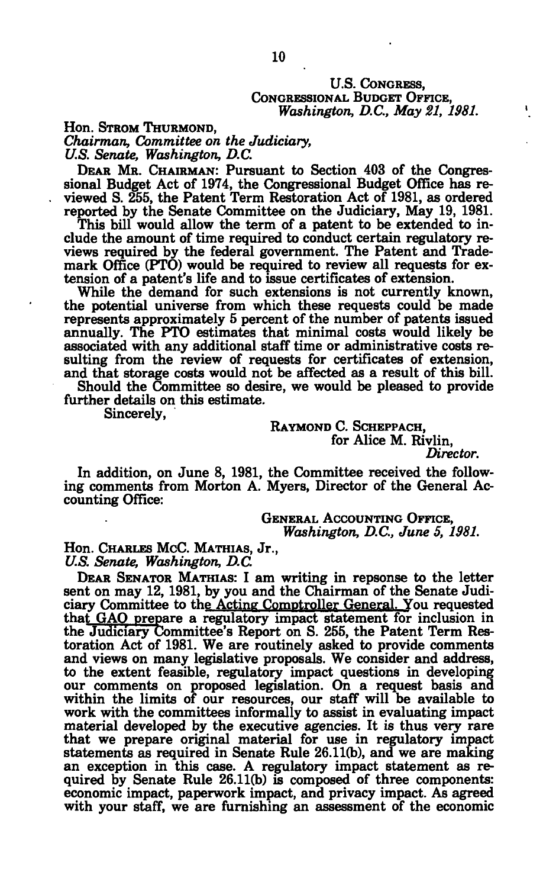U.S. CONGRESS,
CONGRESSIONAL BUDGET OFFICE,
*Washington, D.C., May 21, 1981.*

Hon. STROM THURMOND,
*Chairman, Committee on the Judiciary,*
*U.S. Senate, Washington, D.C.*

DEAR MR. CHAIRMAN: Pursuant to Section 403 of the Congressional Budget Act of 1974, the Congressional Budget Office has reviewed S. 255, the Patent Term Restoration Act of 1981, as ordered reported by the Senate Committee on the Judiciary, May 19, 1981.

This bill would allow the term of a patent to be extended to include the amount of time required to conduct certain regulatory reviews required by the federal government. The Patent and Trademark Office (PTO) would be required to review all requests for extension of a patent's life and to issue certificates of extension.

While the demand for such extensions is not currently known, the potential universe from which these requests could be made represents approximately 5 percent of the number of patents issued annually. The PTO estimates that minimal costs would likely be associated with any additional staff time or administrative costs resulting from the review of requests for certificates of extension, and that storage costs would not be affected as a result of this bill.

Should the Committee so desire, we would be pleased to provide further details on this estimate.

Sincerely,

RAYMOND C. SCHEPPACH,
for Alice M. Rivlin,
*Director.*

In addition, on June 8, 1981, the Committee received the following comments from Morton A. Myers, Director of the General Accounting Office:

GENERAL ACCOUNTING OFFICE,
*Washington, D.C., June 5, 1981.*

Hon. CHARLES McC. MATHIAS, Jr.,
*U.S. Senate, Washington, D.C.*

DEAR SENATOR MATHIAS: I am writing in repsonse to the letter sent on may 12, 1981, by you and the Chairman of the Senate Judiciary Committee to the Acting Comptroller General. You requested that GAO prepare a regulatory impact statement for inclusion in the Judiciary Committee's Report on S. 255, the Patent Term Restoration Act of 1981. We are routinely asked to provide comments and views on many legislative proposals. We consider and address, to the extent feasible, regulatory impact questions in developing our comments on proposed legislation. On a request basis and within the limits of our resources, our staff will be available to work with the committees informally to assist in evaluating impact material developed by the executive agencies. It is thus very rare that we prepare original material for use in regulatory impact statements as required in Senate Rule 26.11(b), and we are making an exception in this case. A regulatory impact statement as required by Senate Rule 26.11(b) is composed of three components: economic impact, paperwork impact, and privacy impact. As agreed with your staff, we are furnishing an assessment of the economic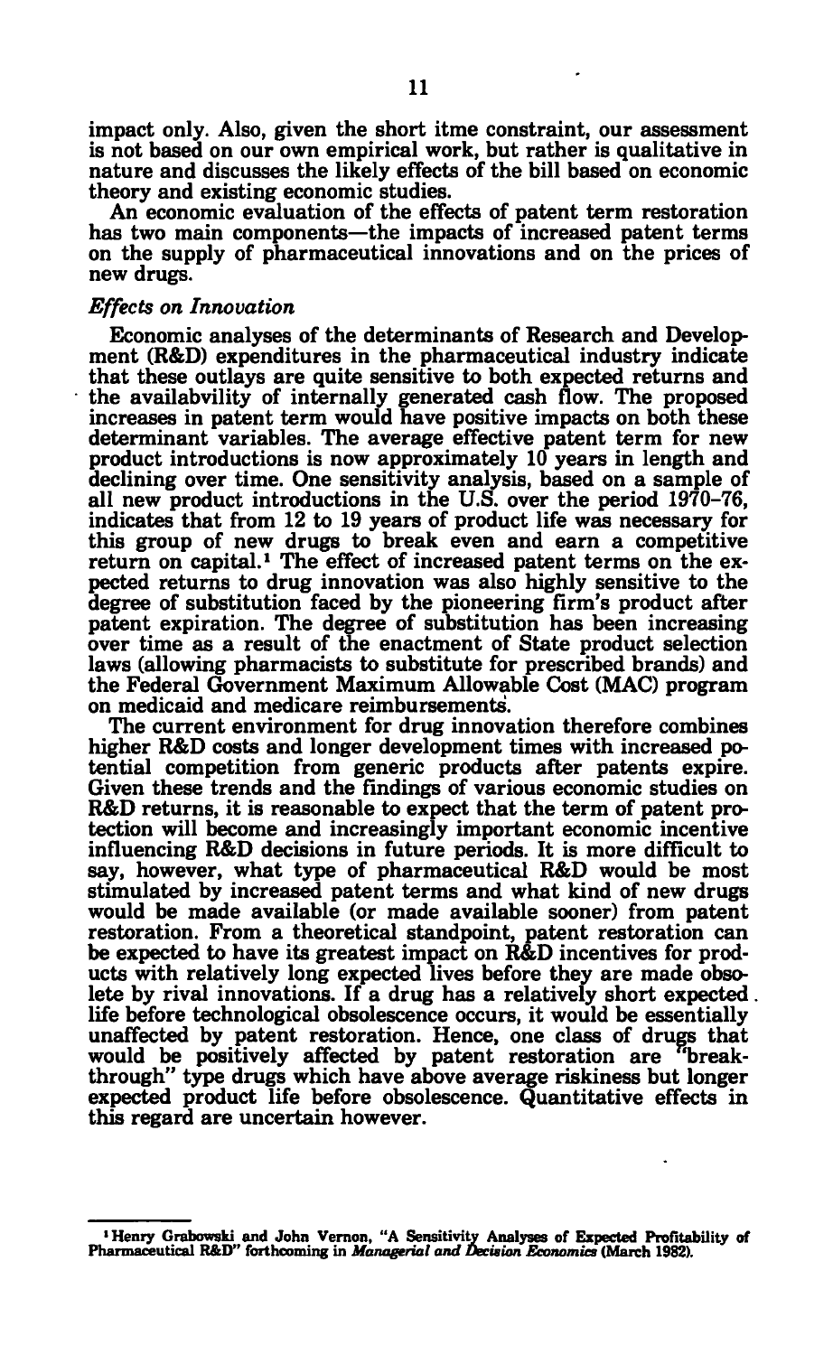impact only. Also, given the short itme constraint, our assessment is not based on our own empirical work, but rather is qualitative in nature and discusses the likely effects of the bill based on economic theory and existing economic studies.

An economic evaluation of the effects of patent term restoration has two main components—the impacts of increased patent terms on the supply of pharmaceutical innovations and on the prices of new drugs.

*Effects on Innovation*

Economic analyses of the determinants of Research and Development (R&D) expenditures in the pharmaceutical industry indicate that these outlays are quite sensitive to both expected returns and the availabvility of internally generated cash flow. The proposed increases in patent term would have positive impacts on both these determinant variables. The average effective patent term for new product introductions is now approximately 10 years in length and declining over time. One sensitivity analysis, based on a sample of all new product introductions in the U.S. over the period 1970–76, indicates that from 12 to 19 years of product life was necessary for this group of new drugs to break even and earn a competitive return on capital.[1] The effect of increased patent terms on the expected returns to drug innovation was also highly sensitive to the degree of substitution faced by the pioneering firm's product after patent expiration. The degree of substitution has been increasing over time as a result of the enactment of State product selection laws (allowing pharmacists to substitute for prescribed brands) and the Federal Government Maximum Allowable Cost (MAC) program on medicaid and medicare reimbursements.

The current environment for drug innovation therefore combines higher R&D costs and longer development times with increased potential competition from generic products after patents expire. Given these trends and the findings of various economic studies on R&D returns, it is reasonable to expect that the term of patent protection will become and increasingly important economic incentive influencing R&D decisions in future periods. It is more difficult to say, however, what type of pharmaceutical R&D would be most stimulated by increased patent terms and what kind of new drugs would be made available (or made available sooner) from patent restoration. From a theoretical standpoint, patent restoration can be expected to have its greatest impact on R&D incentives for products with relatively long expected lives before they are made obsolete by rival innovations. If a drug has a relatively short expected life before technological obsolescence occurs, it would be essentially unaffected by patent restoration. Hence, one class of drugs that would be positively affected by patent restoration are "breakthrough" type drugs which have above average riskiness but longer expected product life before obsolescence. Quantitative effects in this regard are uncertain however.

---

[1] Henry Grabowski and John Vernon, "A Sensitivity Analyses of Expected Profitability of Pharmaceutical R&D" forthcoming in *Managerial and Decision Economics* (March 1982).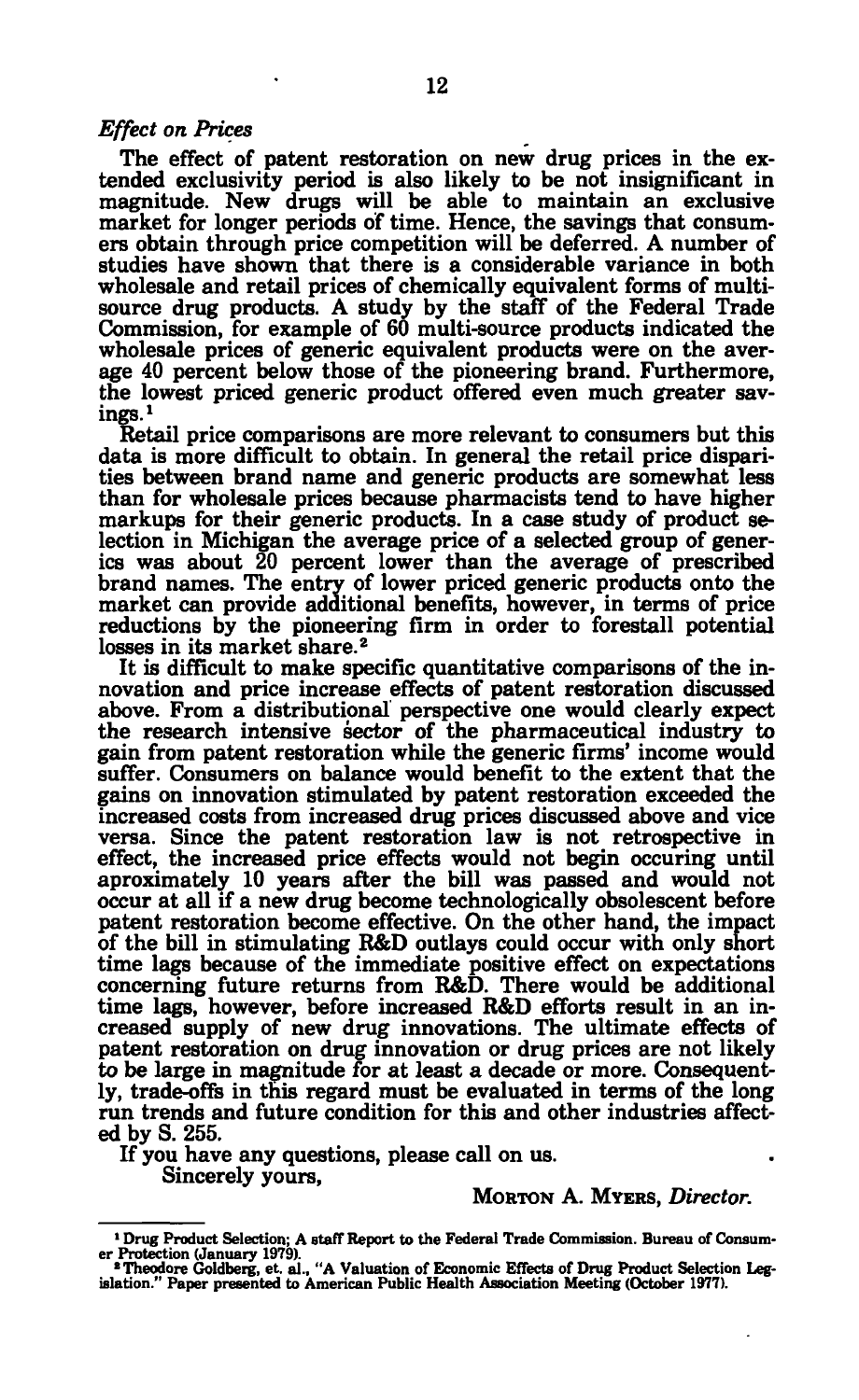*Effect on Prices*

The effect of patent restoration on new drug prices in the extended exclusivity period is also likely to be not insignificant in magnitude. New drugs will be able to maintain an exclusive market for longer periods of time. Hence, the savings that consumers obtain through price competition will be deferred. A number of studies have shown that there is a considerable variance in both wholesale and retail prices of chemically equivalent forms of multi-source drug products. A study by the staff of the Federal Trade Commission, for example of 60 multi-source products indicated the wholesale prices of generic equivalent products were on the average 40 percent below those of the pioneering brand. Furthermore, the lowest priced generic product offered even much greater savings.[1]

Retail price comparisons are more relevant to consumers but this data is more difficult to obtain. In general the retail price disparities between brand name and generic products are somewhat less than for wholesale prices because pharmacists tend to have higher markups for their generic products. In a case study of product selection in Michigan the average price of a selected group of generics was about 20 percent lower than the average of prescribed brand names. The entry of lower priced generic products onto the market can provide additional benefits, however, in terms of price reductions by the pioneering firm in order to forestall potential losses in its market share.[2]

It is difficult to make specific quantitative comparisons of the innovation and price increase effects of patent restoration discussed above. From a distributional perspective one would clearly expect the research intensive sector of the pharmaceutical industry to gain from patent restoration while the generic firms' income would suffer. Consumers on balance would benefit to the extent that the gains on innovation stimulated by patent restoration exceeded the increased costs from increased drug prices discussed above and vice versa. Since the patent restoration law is not retrospective in effect, the increased price effects would not begin occuring until aproximately 10 years after the bill was passed and would not occur at all if a new drug become technologically obsolescent before patent restoration become effective. On the other hand, the impact of the bill in stimulating R&D outlays could occur with only short time lags because of the immediate positive effect on expectations concerning future returns from R&D. There would be additional time lags, however, before increased R&D efforts result in an increased supply of new drug innovations. The ultimate effects of patent restoration on drug innovation or drug prices are not likely to be large in magnitude for at least a decade or more. Consequently, trade-offs in this regard must be evaluated in terms of the long run trends and future condition for this and other industries affected by S. 255.

If you have any questions, please call on us.

Sincerely yours,

MORTON A. MYERS, *Director.*

---

[1] Drug Product Selection; A staff Report to the Federal Trade Commission. Bureau of Consumer Protection (January 1979).

[2] Theodore Goldberg, et. al., "A Valuation of Economic Effects of Drug Product Selection Legislation." Paper presented to American Public Health Association Meeting (October 1977).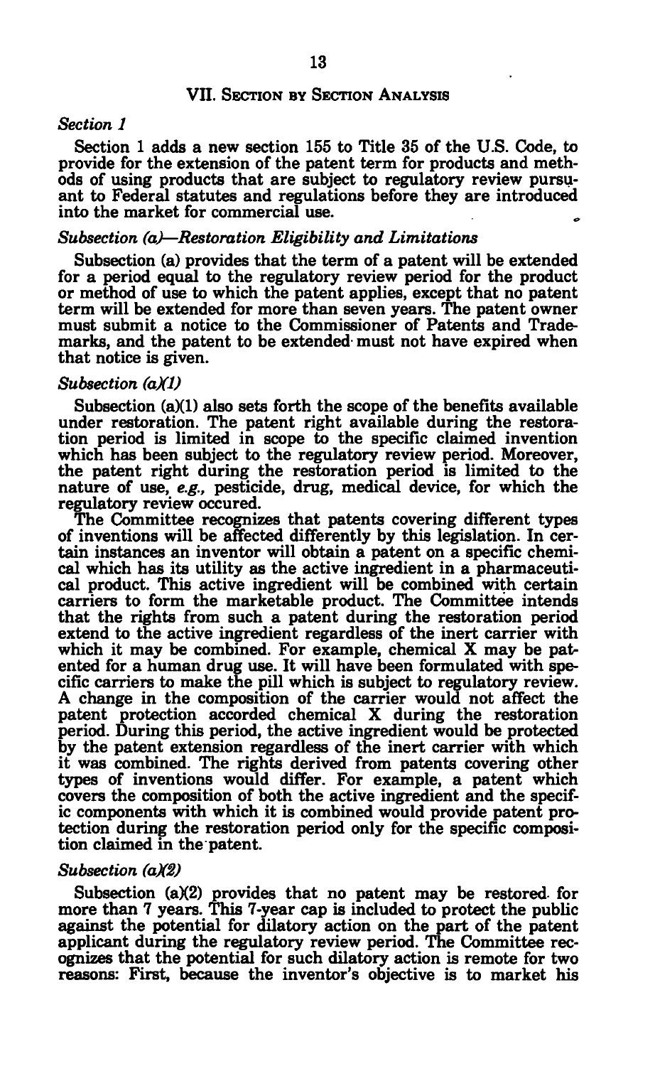## VII. Section by Section Analysis

### *Section 1*

Section 1 adds a new section 155 to Title 35 of the U.S. Code, to provide for the extension of the patent term for products and methods of using products that are subject to regulatory review pursuant to Federal statutes and regulations before they are introduced into the market for commercial use.

### *Subsection (a)—Restoration Eligibility and Limitations*

Subsection (a) provides that the term of a patent will be extended for a period equal to the regulatory review period for the product or method of use to which the patent applies, except that no patent term will be extended for more than seven years. The patent owner must submit a notice to the Commissioner of Patents and Trademarks, and the patent to be extended must not have expired when that notice is given.

### *Subsection (a)(1)*

Subsection (a)(1) also sets forth the scope of the benefits available under restoration. The patent right available during the restoration period is limited in scope to the specific claimed invention which has been subject to the regulatory review period. Moreover, the patent right during the restoration period is limited to the nature of use, *e.g.,* pesticide, drug, medical device, for which the regulatory review occured.

The Committee recognizes that patents covering different types of inventions will be affected differently by this legislation. In certain instances an inventor will obtain a patent on a specific chemical which has its utility as the active ingredient in a pharmaceutical product. This active ingredient will be combined with certain carriers to form the marketable product. The Committee intends that the rights from such a patent during the restoration period extend to the active ingredient regardless of the inert carrier with which it may be combined. For example, chemical X may be patented for a human drug use. It will have been formulated with specific carriers to make the pill which is subject to regulatory review. A change in the composition of the carrier would not affect the patent protection accorded chemical X during the restoration period. During this period, the active ingredient would be protected by the patent extension regardless of the inert carrier with which it was combined. The rights derived from patents covering other types of inventions would differ. For example, a patent which covers the composition of both the active ingredient and the specific components with which it is combined would provide patent protection during the restoration period only for the specific composition claimed in the patent.

### *Subsection (a)(2)*

Subsection (a)(2) provides that no patent may be restored for more than 7 years. This 7-year cap is included to protect the public against the potential for dilatory action on the part of the patent applicant during the regulatory review period. The Committee recognizes that the potential for such dilatory action is remote for two reasons: First, because the inventor's objective is to market his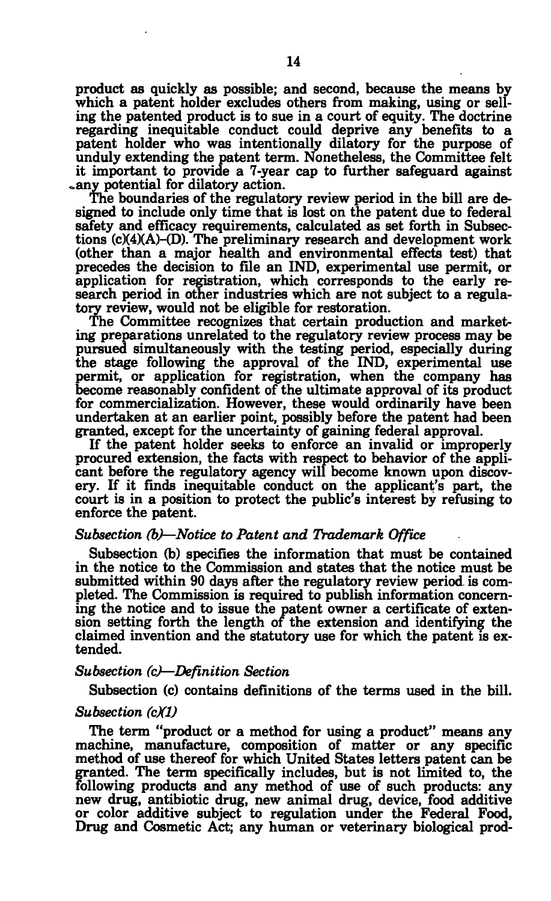product as quickly as possible; and second, because the means by which a patent holder excludes others from making, using or selling the patented product is to sue in a court of equity. The doctrine regarding inequitable conduct could deprive any benefits to a patent holder who was intentionally dilatory for the purpose of unduly extending the patent term. Nonetheless, the Committee felt it important to provide a 7-year cap to further safeguard against any potential for dilatory action.

The boundaries of the regulatory review period in the bill are designed to include only time that is lost on the patent due to federal safety and efficacy requirements, calculated as set forth in Subsections (c)(4)(A)-(D). The preliminary research and development work (other than a major health and environmental effects test) that precedes the decision to file an IND, experimental use permit, or application for registration, which corresponds to the early research period in other industries which are not subject to a regulatory review, would not be eligible for restoration.

The Committee recognizes that certain production and marketing preparations unrelated to the regulatory review process may be pursued simultaneously with the testing period, especially during the stage following the approval of the IND, experimental use permit, or application for registration, when the company has become reasonably confident of the ultimate approval of its product for commercialization. However, these would ordinarily have been undertaken at an earlier point, possibly before the patent had been granted, except for the uncertainty of gaining federal approval.

If the patent holder seeks to enforce an invalid or improperly procured extension, the facts with respect to behavior of the applicant before the regulatory agency will become known upon discovery. If it finds inequitable conduct on the applicant's part, the court is in a position to protect the public's interest by refusing to enforce the patent.

*Subsection (b)—Notice to Patent and Trademark Office*

Subsection (b) specifies the information that must be contained in the notice to the Commission and states that the notice must be submitted within 90 days after the regulatory review period is completed. The Commission is required to publish information concerning the notice and to issue the patent owner a certificate of extension setting forth the length of the extension and identifying the claimed invention and the statutory use for which the patent is extended.

*Subsection (c)—Definition Section*

Subsection (c) contains definitions of the terms used in the bill.

*Subsection (c)(1)*

The term "product or a method for using a product" means any machine, manufacture, composition of matter or any specific method of use thereof for which United States letters patent can be granted. The term specifically includes, but is not limited to, the following products and any method of use of such products: any new drug, antibiotic drug, new animal drug, device, food additive or color additive subject to regulation under the Federal Food, Drug and Cosmetic Act; any human or veterinary biological prod-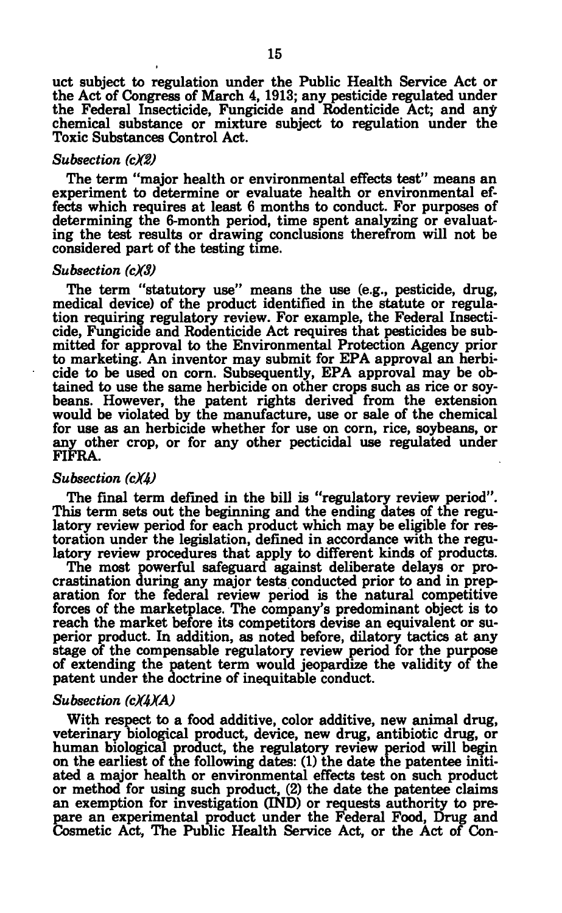uct subject to regulation under the Public Health Service Act or the Act of Congress of March 4, 1913; any pesticide regulated under the Federal Insecticide, Fungicide and Rodenticide Act; and any chemical substance or mixture subject to regulation under the Toxic Substances Control Act.

### *Subsection (c)(2)*

The term "major health or environmental effects test" means an experiment to determine or evaluate health or environmental effects which requires at least 6 months to conduct. For purposes of determining the 6-month period, time spent analyzing or evaluating the test results or drawing conclusions therefrom will not be considered part of the testing time.

### *Subsection (c)(3)*

The term "statutory use" means the use (e.g., pesticide, drug, medical device) of the product identified in the statute or regulation requiring regulatory review. For example, the Federal Insecticide, Fungicide and Rodenticide Act requires that pesticides be submitted for approval to the Environmental Protection Agency prior to marketing. An inventor may submit for EPA approval an herbicide to be used on corn. Subsequently, EPA approval may be obtained to use the same herbicide on other crops such as rice or soybeans. However, the patent rights derived from the extension would be violated by the manufacture, use or sale of the chemical for use as an herbicide whether for use on corn, rice, soybeans, or any other crop, or for any other pecticidal use regulated under FIFRA.

### *Subsection (c)(4)*

The final term defined in the bill is "regulatory review period". This term sets out the beginning and the ending dates of the regulatory review period for each product which may be eligible for restoration under the legislation, defined in accordance with the regulatory review procedures that apply to different kinds of products.

The most powerful safeguard against deliberate delays or procrastination during any major tests conducted prior to and in preparation for the federal review period is the natural competitive forces of the marketplace. The company's predominant object is to reach the market before its competitors devise an equivalent or superior product. In addition, as noted before, dilatory tactics at any stage of the compensable regulatory review period for the purpose of extending the patent term would jeopardize the validity of the patent under the doctrine of inequitable conduct.

### *Subsection (c)(4)(A)*

With respect to a food additive, color additive, new animal drug, veterinary biological product, device, new drug, antibiotic drug, or human biological product, the regulatory review period will begin on the earliest of the following dates: (1) the date the patentee initiated a major health or environmental effects test on such product or method for using such product, (2) the date the patentee claims an exemption for investigation (IND) or requests authority to prepare an experimental product under the Federal Food, Drug and Cosmetic Act, The Public Health Service Act, or the Act of Con-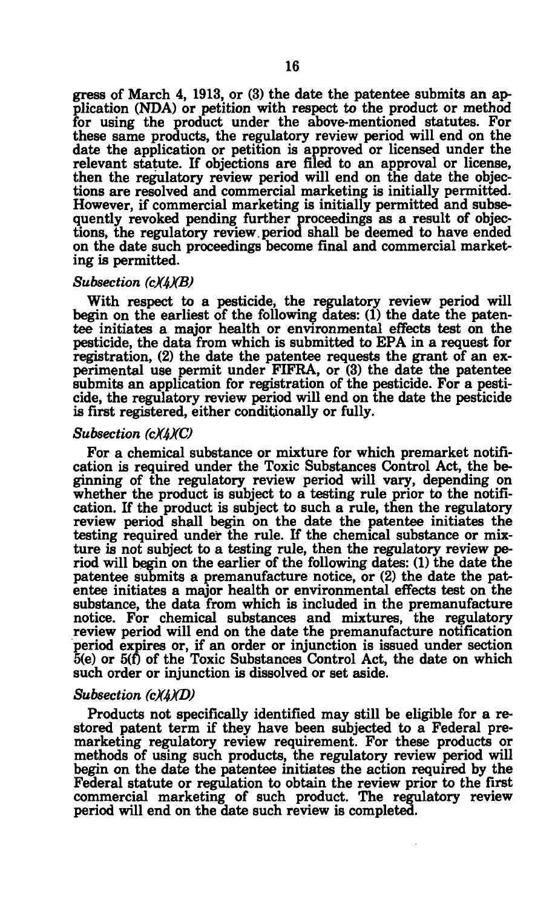gress of March 4, 1913, or (3) the date the patentee submits an application (NDA) or petition with respect to the product or method for using the product under the above-mentioned statutes. For these same products, the regulatory review period will end on the date the application or petition is approved or licensed under the relevant statute. If objections are filed to an approval or license, then the regulatory review period will end on the date the objections are resolved and commercial marketing is initially permitted. However, if commercial marketing is initially permitted and subsequently revoked pending further proceedings as a result of objections, the regulatory review period shall be deemed to have ended on the date such proceedings become final and commercial marketing is permitted.

### *Subsection (c)(4)(B)*

With respect to a pesticide, the regulatory review period will begin on the earliest of the following dates: (1) the date the patentee initiates a major health or environmental effects test on the pesticide, the data from which is submitted to EPA in a request for registration, (2) the date the patentee requests the grant of an experimental use permit under FIFRA, or (3) the date the patentee submits an application for registration of the pesticide. For a pesticide, the regulatory review period will end on the date the pesticide is first registered, either conditionally or fully.

### *Subsection (c)(4)(C)*

For a chemical substance or mixture for which premarket notification is required under the Toxic Substances Control Act, the beginning of the regulatory review period will vary, depending on whether the product is subject to a testing rule prior to the notification. If the product is subject to such a rule, then the regulatory review period shall begin on the date the patentee initiates the testing required under the rule. If the chemical substance or mixture is not subject to a testing rule, then the regulatory review period will begin on the earlier of the following dates: (1) the date the patentee submits a premanufacture notice, or (2) the date the patentee initiates a major health or environmental effects test on the substance, the data from which is included in the premanufacture notice. For chemical substances and mixtures, the regulatory review period will end on the date the premanufacture notification period expires or, if an order or injunction is issued under section 5(e) or 5(f) of the Toxic Substances Control Act, the date on which such order or injunction is dissolved or set aside.

### *Subsection (c)(4)(D)*

Products not specifically identified may still be eligible for a restored patent term if they have been subjected to a Federal premarketing regulatory review requirement. For these products or methods of using such products, the regulatory review period will begin on the date the patentee initiates the action required by the Federal statute or regulation to obtain the review prior to the first commercial marketing of such product. The regulatory review period will end on the date such review is completed.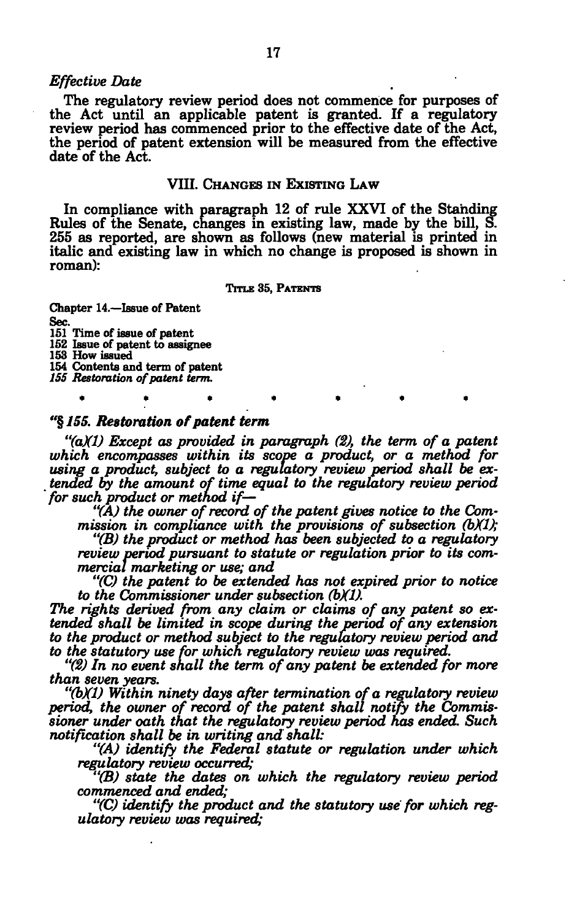*Effective Date*

The regulatory review period does not commence for purposes of the Act until an applicable patent is granted. If a regulatory review period has commenced prior to the effective date of the Act, the period of patent extension will be measured from the effective date of the Act.

## VIII. CHANGES IN EXISTING LAW

In compliance with paragraph 12 of rule XXVI of the Standing Rules of the Senate, changes in existing law, made by the bill, S. 255 as reported, are shown as follows (new material is printed in italic and existing law in which no change is proposed is shown in roman):

### TITLE 35, PATENTS

Chapter 14.—Issue of Patent

Sec.
151 Time of issue of patent
152 Issue of patent to assignee
153 How issued
154 Contents and term of patent
*155 Restoration of patent term.*

\* \* \* \* \* \* \*

***"§ 155. Restoration of patent term***

*"(a)(1) Except as provided in paragraph (2), the term of a patent which encompasses within its scope a product, or a method for using a product, subject to a regulatory review period shall be extended by the amount of time equal to the regulatory review period for such product or method if—*

*"(A) the owner of record of the patent gives notice to the Commission in compliance with the provisions of subsection (b)(1);*

*"(B) the product or method has been subjected to a regulatory review period pursuant to statute or regulation prior to its commercial marketing or use; and*

*"(C) the patent to be extended has not expired prior to notice to the Commissioner under subsection (b)(1).*

*The rights derived from any claim or claims of any patent so extended shall be limited in scope during the period of any extension to the product or method subject to the regulatory review period and to the statutory use for which regulatory review was required.*

*"(2) In no event shall the term of any patent be extended for more than seven years.*

*"(b)(1) Within ninety days after termination of a regulatory review period, the owner of record of the patent shall notify the Commissioner under oath that the regulatory review period has ended. Such notification shall be in writing and shall:*

*"(A) identify the Federal statute or regulation under which regulatory review occurred;*

*"(B) state the dates on which the regulatory review period commenced and ended;*

*"(C) identify the product and the statutory use for which regulatory review was required;*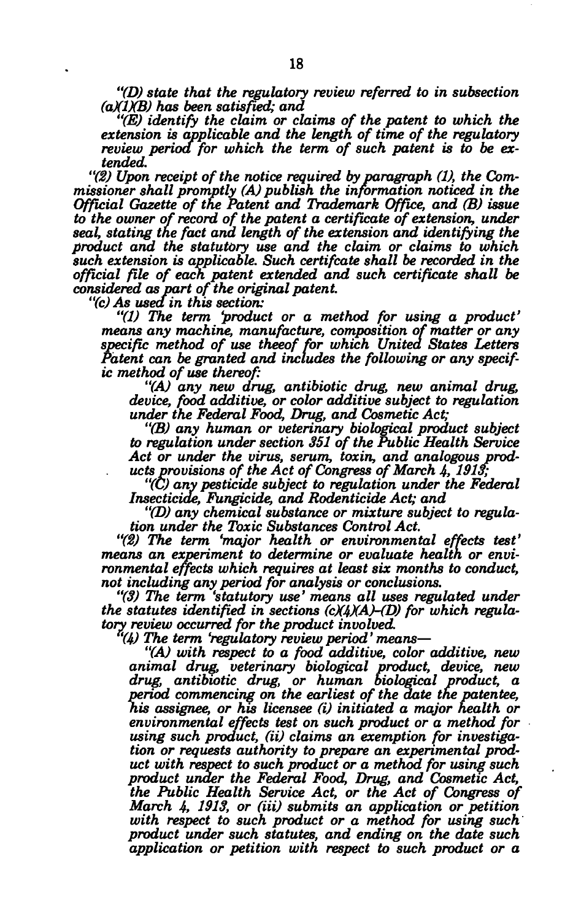*"(D) state that the regulatory review referred to in subsection (a)(1)(B) has been satisfied; and*

*"(E) identify the claim or claims of the patent to which the extension is applicable and the length of time of the regulatory review period for which the term of such patent is to be extended.*

*"(2) Upon receipt of the notice required by paragraph (1), the Commissioner shall promptly (A) publish the information noticed in the Official Gazette of the Patent and Trademark Office, and (B) issue to the owner of record of the patent a certificate of extension, under seal, stating the fact and length of the extension and identifying the product and the statutory use and the claim or claims to which such extension is applicable. Such certifcate shall be recorded in the official file of each patent extended and such certificate shall be considered as part of the original patent.*

*"(c) As used in this section:*

*"(1) The term 'product or a method for using a product' means any machine, manufacture, composition of matter or any specific method of use theeof for which United States Letters Patent can be granted and includes the following or any specific method of use thereof:*

*"(A) any new drug, antibiotic drug, new animal drug, device, food additive, or color additive subject to regulation under the Federal Food, Drug, and Cosmetic Act;*

*"(B) any human or veterinary biological product subject to regulation under section 351 of the Public Health Service Act or under the virus, serum, toxin, and analogous products provisions of the Act of Congress of March 4, 1913;*

*"(C) any pesticide subject to regulation under the Federal Insecticide, Fungicide, and Rodenticide Act; and*

*"(D) any chemical substance or mixture subject to regulation under the Toxic Substances Control Act.*

*"(2) The term 'major health or environmental effects test' means an experiment to determine or evaluate health or environmental effects which requires at least six months to conduct, not including any period for analysis or conclusions.*

*"(3) The term 'statutory use' means all uses regulated under the statutes identified in sections (c)(4)(A)–(D) for which regulatory review occurred for the product involved.*

*"(4) The term 'regulatory review period' means—*

*"(A) with respect to a food additive, color additive, new animal drug, veterinary biological product, device, new drug, antibiotic drug, or human biological product, a period commencing on the earliest of the date the patentee, his assignee, or his licensee (i) initiated a major health or environmental effects test on such product or a method for using such product, (ii) claims an exemption for investigation or requests authority to prepare an experimental product with respect to such product or a method for using such product under the Federal Food, Drug, and Cosmetic Act, the Public Health Service Act, or the Act of Congress of March 4, 1913, or (iii) submits an application or petition with respect to such product or a method for using such product under such statutes, and ending on the date such application or petition with respect to such product or a*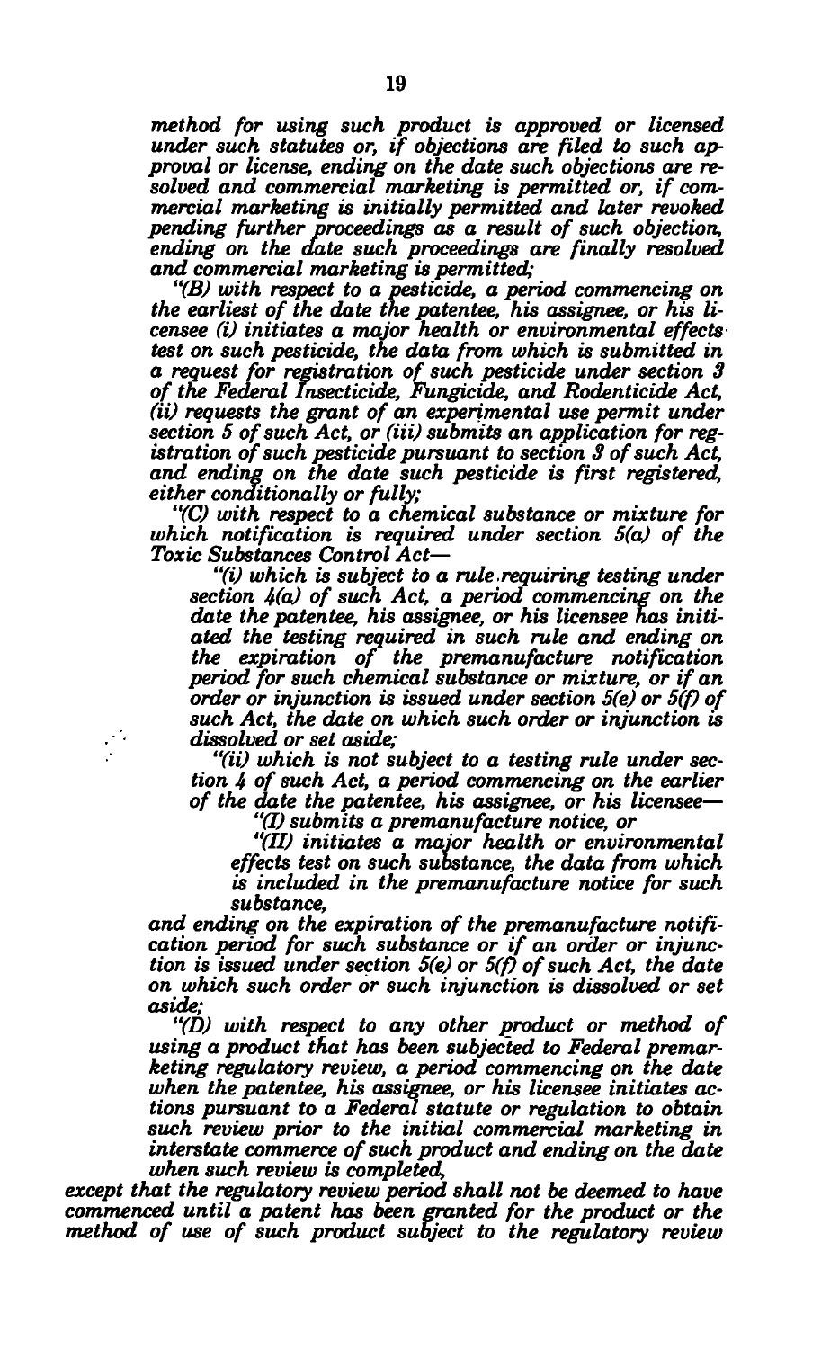*method for using such product is approved or licensed under such statutes or, if objections are filed to such approval or license, ending on the date such objections are resolved and commercial marketing is permitted or, if commercial marketing is initially permitted and later revoked pending further proceedings as a result of such objection, ending on the date such proceedings are finally resolved and commercial marketing is permitted;*

*"(B) with respect to a pesticide, a period commencing on the earliest of the date the patentee, his assignee, or his licensee (i) initiates a major health or environmental effects test on such pesticide, the data from which is submitted in a request for registration of such pesticide under section 3 of the Federal Insecticide, Fungicide, and Rodenticide Act, (ii) requests the grant of an experimental use permit under section 5 of such Act, or (iii) submits an application for registration of such pesticide pursuant to section 3 of such Act, and ending on the date such pesticide is first registered, either conditionally or fully;*

*"(C) with respect to a chemical substance or mixture for which notification is required under section 5(a) of the Toxic Substances Control Act—*

*"(i) which is subject to a rule requiring testing under section 4(a) of such Act, a period commencing on the date the patentee, his assignee, or his licensee has initiated the testing required in such rule and ending on the expiration of the premanufacture notification period for such chemical substance or mixture, or if an order or injunction is issued under section 5(e) or 5(f) of such Act, the date on which such order or injunction is dissolved or set aside;*

*"(ii) which is not subject to a testing rule under section 4 of such Act, a period commencing on the earlier of the date the patentee, his assignee, or his licensee—*

*"(I) submits a premanufacture notice, or*

*"(II) initiates a major health or environmental effects test on such substance, the data from which is included in the premanufacture notice for such substance,*

*and ending on the expiration of the premanufacture notification period for such substance or if an order or injunction is issued under section 5(e) or 5(f) of such Act, the date on which such order or such injunction is dissolved or set aside;*

*"(D) with respect to any other product or method of using a product that has been subjected to Federal premarketing regulatory review, a period commencing on the date when the patentee, his assignee, or his licensee initiates actions pursuant to a Federal statute or regulation to obtain such review prior to the initial commercial marketing in interstate commerce of such product and ending on the date when such review is completed,*

*except that the regulatory review period shall not be deemed to have commenced until a patent has been granted for the product or the method of use of such product subject to the regulatory review*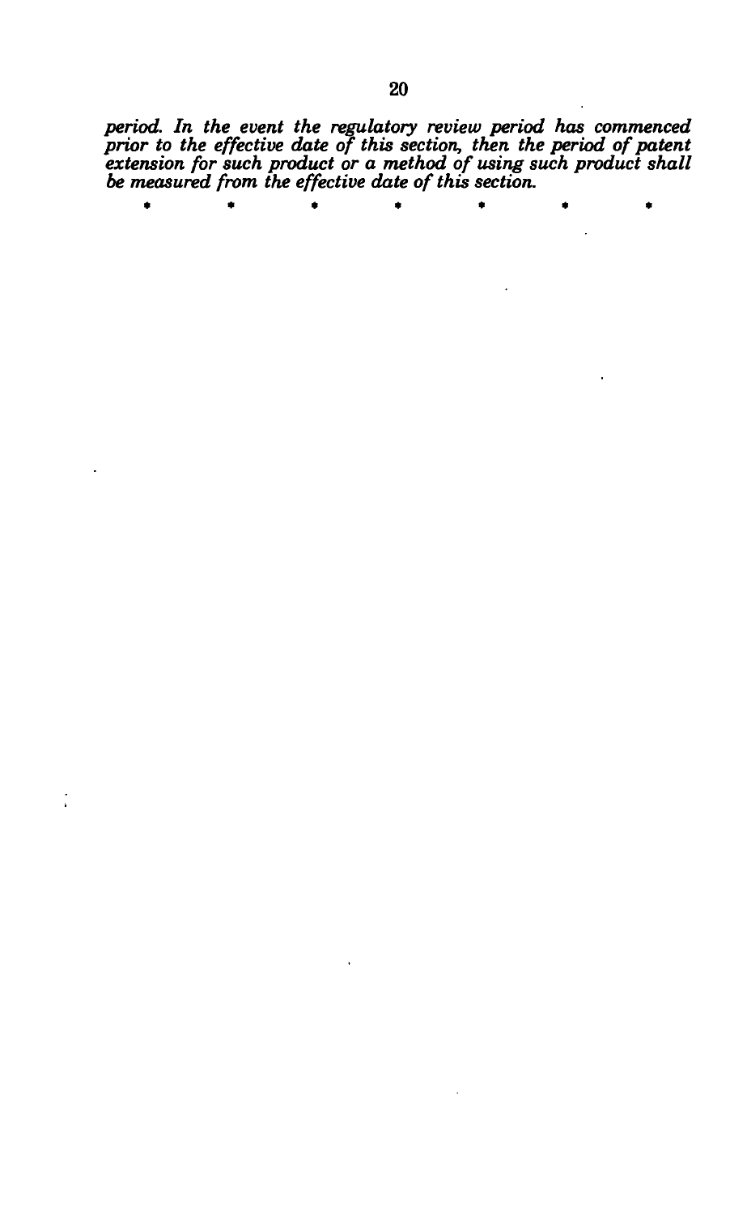*period. In the event the regulatory review period has commenced prior to the effective date of this section, then the period of patent extension for such product or a method of using such product shall be measured from the effective date of this section.*

\* \* \* \* \* \* \*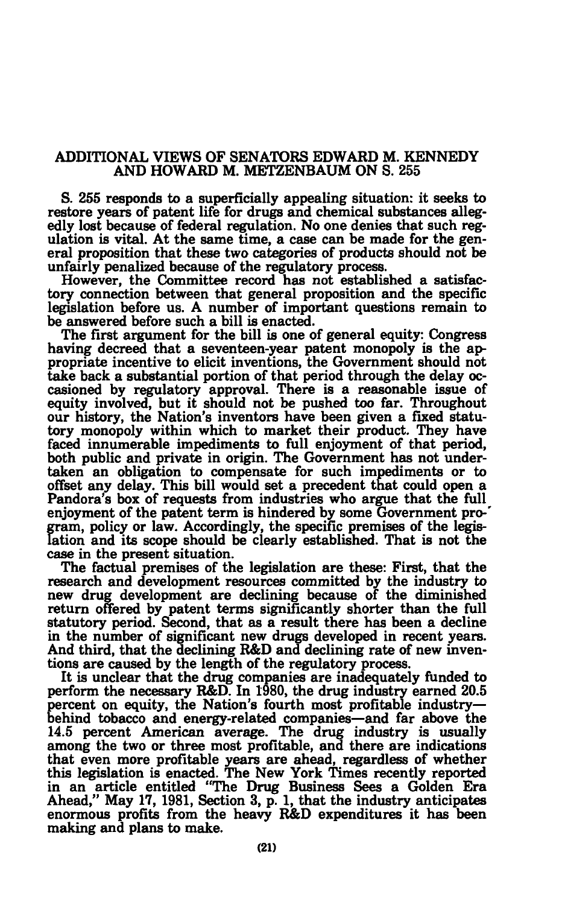## ADDITIONAL VIEWS OF SENATORS EDWARD M. KENNEDY AND HOWARD M. METZENBAUM ON S. 255

S. 255 responds to a superficially appealing situation: it seeks to restore years of patent life for drugs and chemical substances allegedly lost because of federal regulation. No one denies that such regulation is vital. At the same time, a case can be made for the general proposition that these two categories of products should not be unfairly penalized because of the regulatory process.

However, the Committee record has not established a satisfactory connection between that general proposition and the specific legislation before us. A number of important questions remain to be answered before such a bill is enacted.

The first argument for the bill is one of general equity: Congress having decreed that a seventeen-year patent monopoly is the appropriate incentive to elicit inventions, the Government should not take back a substantial portion of that period through the delay occasioned by regulatory approval. There is a reasonable issue of equity involved, but it should not be pushed too far. Throughout our history, the Nation's inventors have been given a fixed statutory monopoly within which to market their product. They have faced innumerable impediments to full enjoyment of that period, both public and private in origin. The Government has not undertaken an obligation to compensate for such impediments or to offset any delay. This bill would set a precedent that could open a Pandora's box of requests from industries who argue that the full enjoyment of the patent term is hindered by some Government program, policy or law. Accordingly, the specific premises of the legislation and its scope should be clearly established. That is not the case in the present situation.

The factual premises of the legislation are these: First, that the research and development resources committed by the industry to new drug development are declining because of the diminished return offered by patent terms significantly shorter than the full statutory period. Second, that as a result there has been a decline in the number of significant new drugs developed in recent years. And third, that the declining R&D and declining rate of new inventions are caused by the length of the regulatory process.

It is unclear that the drug companies are inadequately funded to perform the necessary R&D. In 1980, the drug industry earned 20.5 percent on equity, the Nation's fourth most profitable industry—behind tobacco and energy-related companies—and far above the 14.5 percent American average. The drug industry is usually among the two or three most profitable, and there are indications that even more profitable years are ahead, regardless of whether this legislation is enacted. The New York Times recently reported in an article entitled "The Drug Business Sees a Golden Era Ahead," May 17, 1981, Section 3, p. 1, that the industry anticipates enormous profits from the heavy R&D expenditures it has been making and plans to make.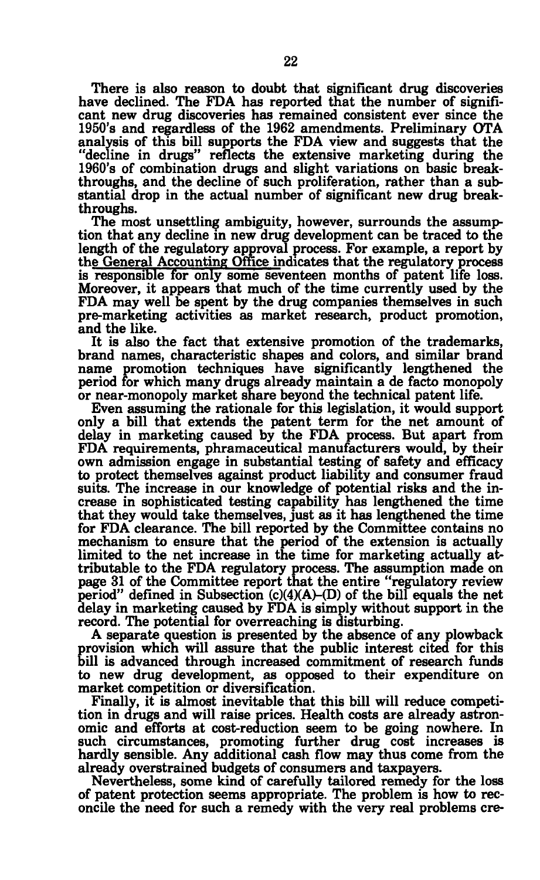There is also reason to doubt that significant drug discoveries have declined. The FDA has reported that the number of significant new drug discoveries has remained consistent ever since the 1950's and regardless of the 1962 amendments. Preliminary OTA analysis of this bill supports the FDA view and suggests that the "decline in drugs" reflects the extensive marketing during the 1960's of combination drugs and slight variations on basic breakthroughs, and the decline of such proliferation, rather than a substantial drop in the actual number of significant new drug breakthroughs.

The most unsettling ambiguity, however, surrounds the assumption that any decline in new drug development can be traced to the length of the regulatory approval process. For example, a report by the General Accounting Office indicates that the regulatory process is responsible for only some seventeen months of patent life loss. Moreover, it appears that much of the time currently used by the FDA may well be spent by the drug companies themselves in such pre-marketing activities as market research, product promotion, and the like.

It is also the fact that extensive promotion of the trademarks, brand names, characteristic shapes and colors, and similar brand name promotion techniques have significantly lengthened the period for which many drugs already maintain a de facto monopoly or near-monopoly market share beyond the technical patent life.

Even assuming the rationale for this legislation, it would support only a bill that extends the patent term for the net amount of delay in marketing caused by the FDA process. But apart from FDA requirements, phramaceutical manufacturers would, by their own admission engage in substantial testing of safety and efficacy to protect themselves against product liability and consumer fraud suits. The increase in our knowledge of potential risks and the increase in sophisticated testing capability has lengthened the time that they would take themselves, just as it has lengthened the time for FDA clearance. The bill reported by the Committee contains no mechanism to ensure that the period of the extension is actually limited to the net increase in the time for marketing actually attributable to the FDA regulatory process. The assumption made on page 31 of the Committee report that the entire "regulatory review period" defined in Subsection (c)(4)(A)-(D) of the bill equals the net delay in marketing caused by FDA is simply without support in the record. The potential for overreaching is disturbing.

A separate question is presented by the absence of any plowback provision which will assure that the public interest cited for this bill is advanced through increased commitment of research funds to new drug development, as opposed to their expenditure on market competition or diversification.

Finally, it is almost inevitable that this bill will reduce competition in drugs and will raise prices. Health costs are already astronomic and efforts at cost-reduction seem to be going nowhere. In such circumstances, promoting further drug cost increases is hardly sensible. Any additional cash flow may thus come from the already overstrained budgets of consumers and taxpayers.

Nevertheless, some kind of carefully tailored remedy for the loss of patent protection seems appropriate. The problem is how to reconcile the need for such a remedy with the very real problems cre-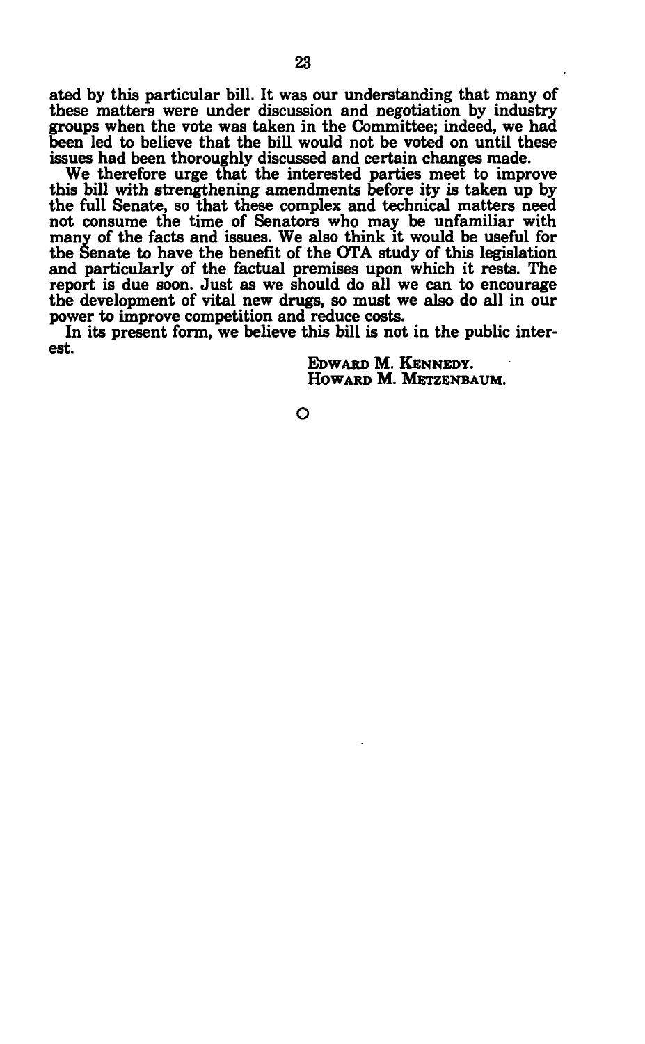ated by this particular bill. It was our understanding that many of these matters were under discussion and negotiation by industry groups when the vote was taken in the Committee; indeed, we had been led to believe that the bill would not be voted on until these issues had been thoroughly discussed and certain changes made.

We therefore urge that the interested parties meet to improve this bill with strengthening amendments before ity is taken up by the full Senate, so that these complex and technical matters need not consume the time of Senators who may be unfamiliar with many of the facts and issues. We also think it would be useful for the Senate to have the benefit of the OTA study of this legislation and particularly of the factual premises upon which it rests. The report is due soon. Just as we should do all we can to encourage the development of vital new drugs, so must we also do all in our power to improve competition and reduce costs.

In its present form, we believe this bill is not in the public interest.

EDWARD M. KENNEDY.
HOWARD M. METZENBAUM.

O